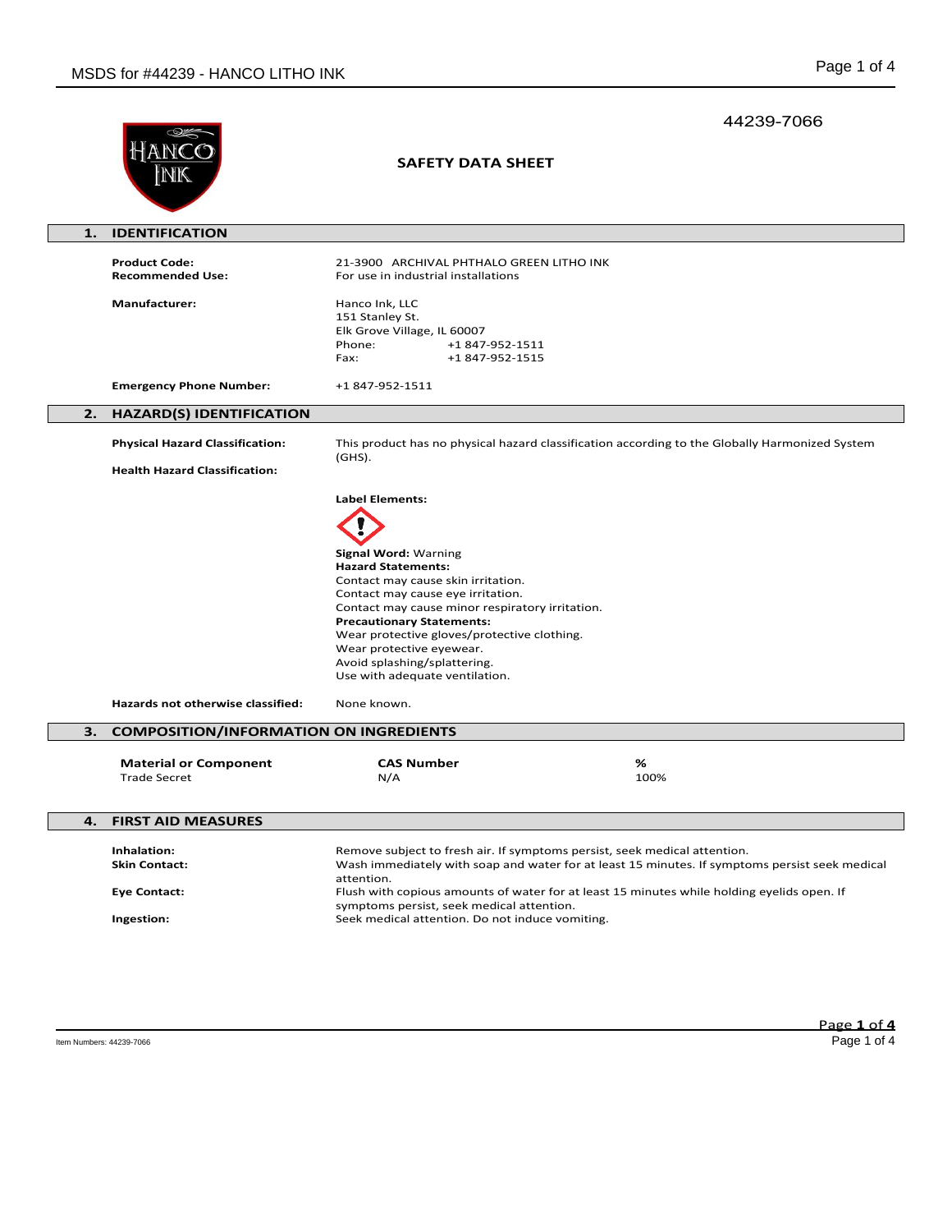44239-7066

# SAFETY DATA SHEET

## 1. IDENTIFICATION

**Product Code:** 21-3900 ARCHIVAL PHTHALO GREEN LITHO INK
**Recommended Use:** For use in industrial installations

**Manufacturer:**
Hanco Ink, LLC
151 Stanley St.
Elk Grove Village, IL 60007
Phone: +1 847-952-1511
Fax: +1 847-952-1515

**Emergency Phone Number:** +1 847-952-1511

## 2. HAZARD(S) IDENTIFICATION

**Physical Hazard Classification:** This product has no physical hazard classification according to the Globally Harmonized System (GHS).

**Health Hazard Classification:**

**Label Elements:**

**Signal Word:** Warning
**Hazard Statements:**
Contact may cause skin irritation.
Contact may cause eye irritation.
Contact may cause minor respiratory irritation.
**Precautionary Statements:**
Wear protective gloves/protective clothing.
Wear protective eyewear.
Avoid splashing/splattering.
Use with adequate ventilation.

**Hazards not otherwise classified:** None known.

## 3. COMPOSITION/INFORMATION ON INGREDIENTS

| Material or Component | CAS Number | % |
|---|---|---|
| Trade Secret | N/A | 100% |

## 4. FIRST AID MEASURES

**Inhalation:** Remove subject to fresh air. If symptoms persist, seek medical attention.
**Skin Contact:** Wash immediately with soap and water for at least 15 minutes. If symptoms persist seek medical attention.
**Eye Contact:** Flush with copious amounts of water for at least 15 minutes while holding eyelids open. If symptoms persist, seek medical attention.
**Ingestion:** Seek medical attention. Do not induce vomiting.

Item Numbers: 44239-7066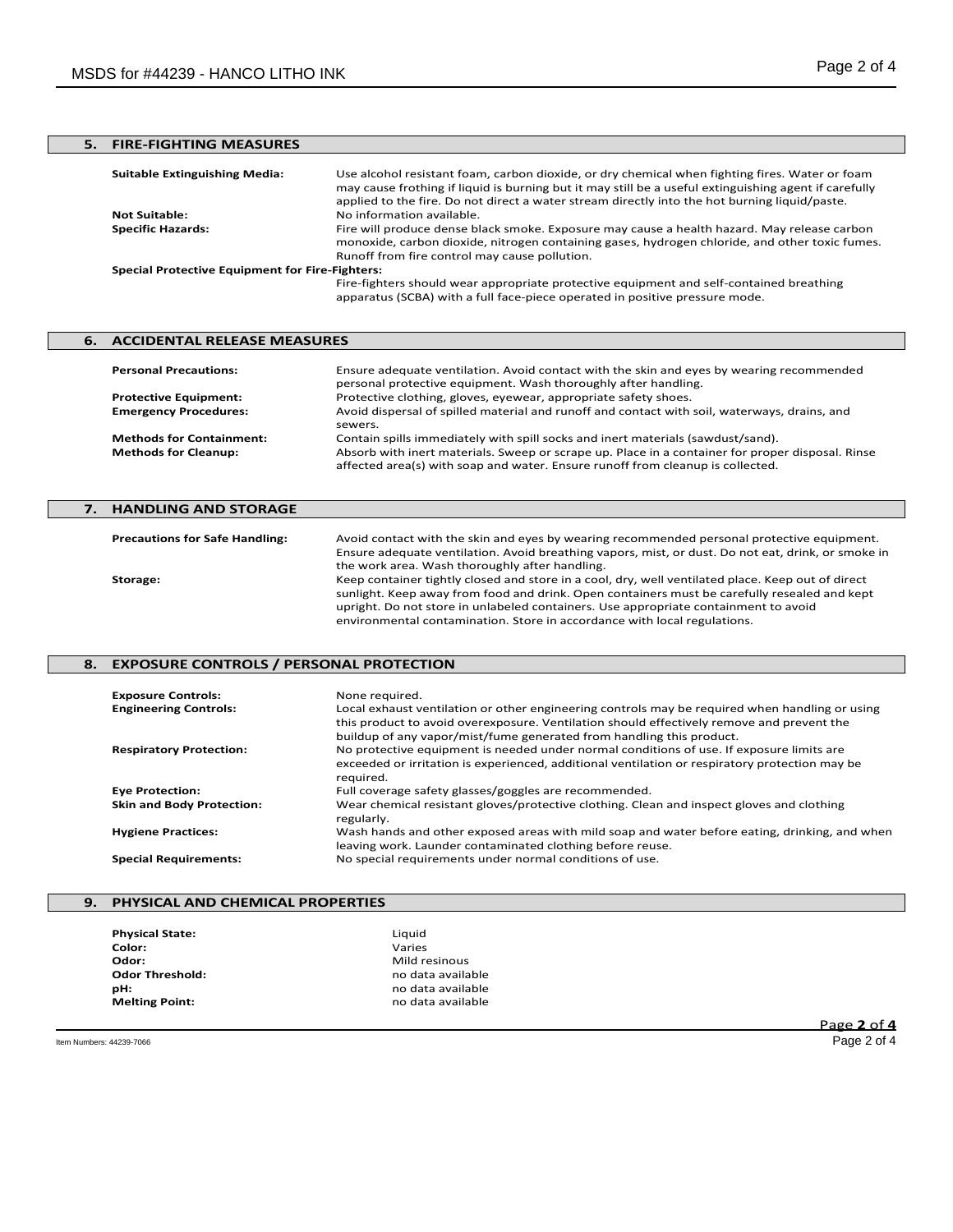## 5. FIRE-FIGHTING MEASURES

**Suitable Extinguishing Media:** Use alcohol resistant foam, carbon dioxide, or dry chemical when fighting fires. Water or foam may cause frothing if liquid is burning but it may still be a useful extinguishing agent if carefully applied to the fire. Do not direct a water stream directly into the hot burning liquid/paste.

**Not Suitable:** No information available.

**Specific Hazards:** Fire will produce dense black smoke. Exposure may cause a health hazard. May release carbon monoxide, carbon dioxide, nitrogen containing gases, hydrogen chloride, and other toxic fumes. Runoff from fire control may cause pollution.

**Special Protective Equipment for Fire-Fighters:**
Fire-fighters should wear appropriate protective equipment and self-contained breathing apparatus (SCBA) with a full face-piece operated in positive pressure mode.

## 6. ACCIDENTAL RELEASE MEASURES

**Personal Precautions:** Ensure adequate ventilation. Avoid contact with the skin and eyes by wearing recommended personal protective equipment. Wash thoroughly after handling.

**Protective Equipment:** Protective clothing, gloves, eyewear, appropriate safety shoes.

**Emergency Procedures:** Avoid dispersal of spilled material and runoff and contact with soil, waterways, drains, and sewers.

**Methods for Containment:** Contain spills immediately with spill socks and inert materials (sawdust/sand).

**Methods for Cleanup:** Absorb with inert materials. Sweep or scrape up. Place in a container for proper disposal. Rinse affected area(s) with soap and water. Ensure runoff from cleanup is collected.

## 7. HANDLING AND STORAGE

**Precautions for Safe Handling:** Avoid contact with the skin and eyes by wearing recommended personal protective equipment. Ensure adequate ventilation. Avoid breathing vapors, mist, or dust. Do not eat, drink, or smoke in the work area. Wash thoroughly after handling.

**Storage:** Keep container tightly closed and store in a cool, dry, well ventilated place. Keep out of direct sunlight. Keep away from food and drink. Open containers must be carefully resealed and kept upright. Do not store in unlabeled containers. Use appropriate containment to avoid environmental contamination. Store in accordance with local regulations.

## 8. EXPOSURE CONTROLS / PERSONAL PROTECTION

**Exposure Controls:** None required.

**Engineering Controls:** Local exhaust ventilation or other engineering controls may be required when handling or using this product to avoid overexposure. Ventilation should effectively remove and prevent the buildup of any vapor/mist/fume generated from handling this product.

**Respiratory Protection:** No protective equipment is needed under normal conditions of use. If exposure limits are exceeded or irritation is experienced, additional ventilation or respiratory protection may be required.

**Eye Protection:** Full coverage safety glasses/goggles are recommended.

**Skin and Body Protection:** Wear chemical resistant gloves/protective clothing. Clean and inspect gloves and clothing regularly.

**Hygiene Practices:** Wash hands and other exposed areas with mild soap and water before eating, drinking, and when leaving work. Launder contaminated clothing before reuse.

**Special Requirements:** No special requirements under normal conditions of use.

## 9. PHYSICAL AND CHEMICAL PROPERTIES

| | |
|---|---|
| **Physical State:** | Liquid |
| **Color:** | Varies |
| **Odor:** | Mild resinous |
| **Odor Threshold:** | no data available |
| **pH:** | no data available |
| **Melting Point:** | no data available |

Item Numbers: 44239-7066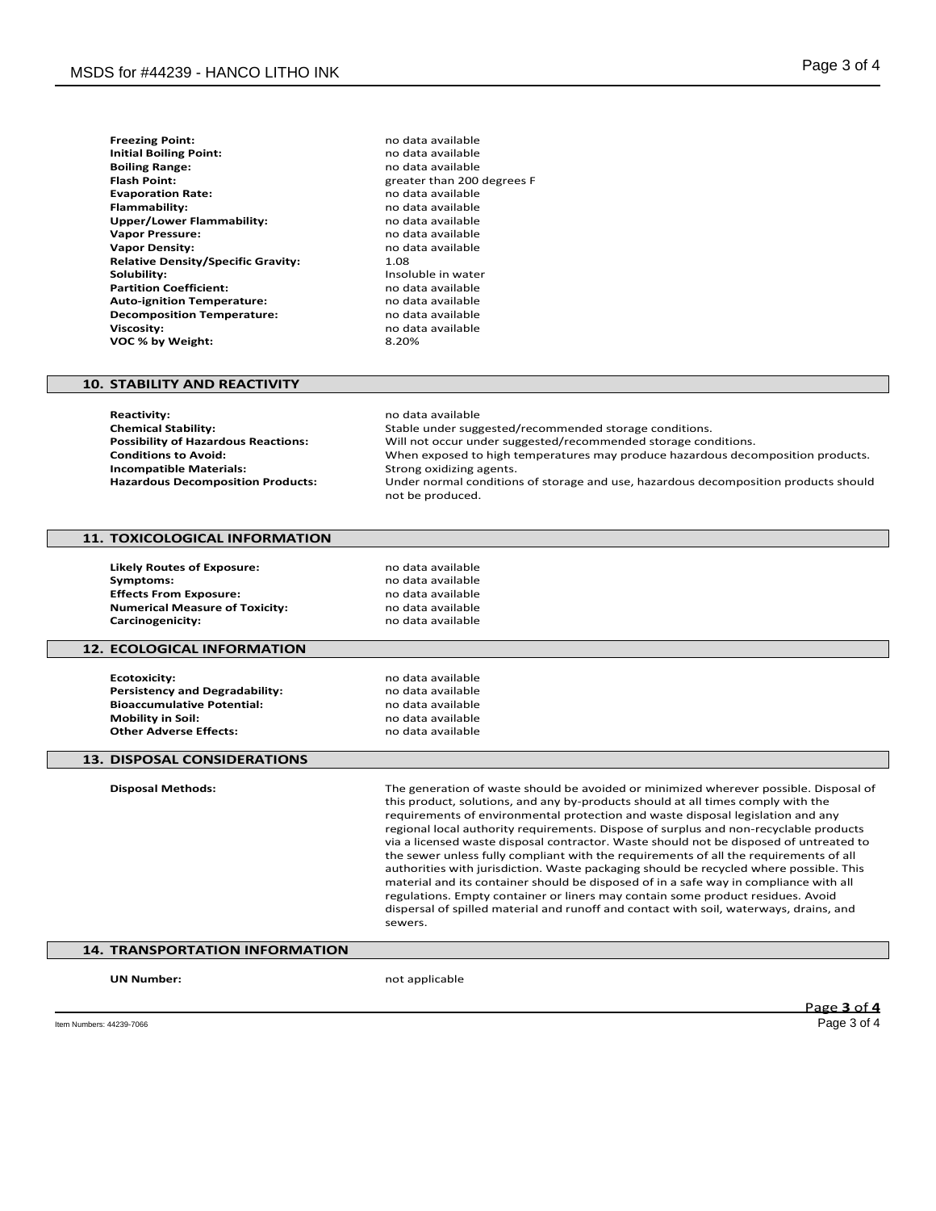| | |
|---|---|
| **Freezing Point:** | no data available |
| **Initial Boiling Point:** | no data available |
| **Boiling Range:** | no data available |
| **Flash Point:** | greater than 200 degrees F |
| **Evaporation Rate:** | no data available |
| **Flammability:** | no data available |
| **Upper/Lower Flammability:** | no data available |
| **Vapor Pressure:** | no data available |
| **Vapor Density:** | no data available |
| **Relative Density/Specific Gravity:** | 1.08 |
| **Solubility:** | Insoluble in water |
| **Partition Coefficient:** | no data available |
| **Auto-ignition Temperature:** | no data available |
| **Decomposition Temperature:** | no data available |
| **Viscosity:** | no data available |
| **VOC % by Weight:** | 8.20% |

## 10. STABILITY AND REACTIVITY

| | |
|---|---|
| **Reactivity:** | no data available |
| **Chemical Stability:** | Stable under suggested/recommended storage conditions. |
| **Possibility of Hazardous Reactions:** | Will not occur under suggested/recommended storage conditions. |
| **Conditions to Avoid:** | When exposed to high temperatures may produce hazardous decomposition products. |
| **Incompatible Materials:** | Strong oxidizing agents. |
| **Hazardous Decomposition Products:** | Under normal conditions of storage and use, hazardous decomposition products should not be produced. |

## 11. TOXICOLOGICAL INFORMATION

| | |
|---|---|
| **Likely Routes of Exposure:** | no data available |
| **Symptoms:** | no data available |
| **Effects From Exposure:** | no data available |
| **Numerical Measure of Toxicity:** | no data available |
| **Carcinogenicity:** | no data available |

## 12. ECOLOGICAL INFORMATION

| | |
|---|---|
| **Ecotoxicity:** | no data available |
| **Persistency and Degradability:** | no data available |
| **Bioaccumulative Potential:** | no data available |
| **Mobility in Soil:** | no data available |
| **Other Adverse Effects:** | no data available |

## 13. DISPOSAL CONSIDERATIONS

**Disposal Methods:** The generation of waste should be avoided or minimized wherever possible. Disposal of this product, solutions, and any by-products should at all times comply with the requirements of environmental protection and waste disposal legislation and any regional local authority requirements. Dispose of surplus and non-recyclable products via a licensed waste disposal contractor. Waste should not be disposed of untreated to the sewer unless fully compliant with the requirements of all the requirements of all authorities with jurisdiction. Waste packaging should be recycled where possible. This material and its container should be disposed of in a safe way in compliance with all regulations. Empty container or liners may contain some product residues. Avoid dispersal of spilled material and runoff and contact with soil, waterways, drains, and sewers.

## 14. TRANSPORTATION INFORMATION

**UN Number:** not applicable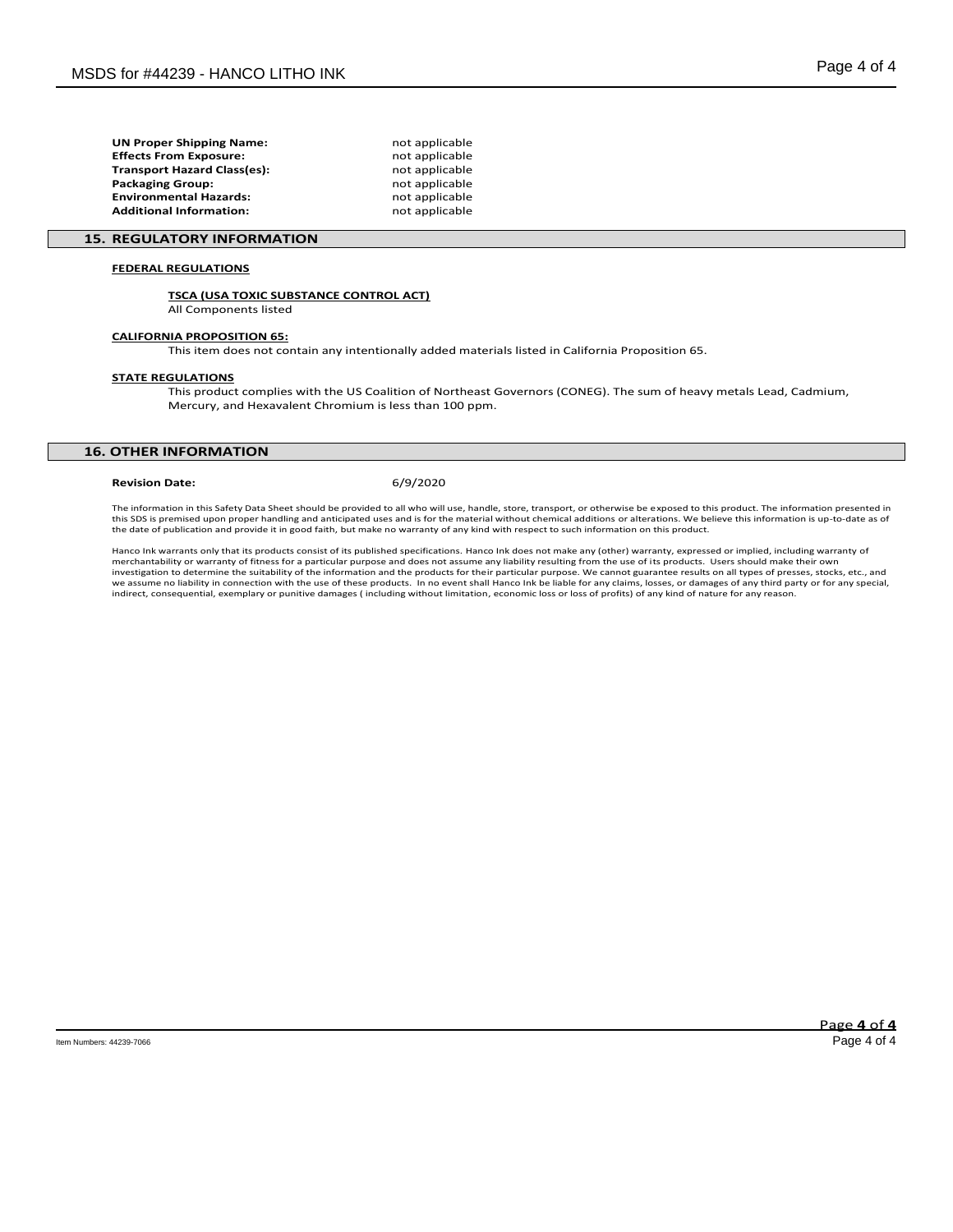| | |
|---|---|
| **UN Proper Shipping Name:** | not applicable |
| **Effects From Exposure:** | not applicable |
| **Transport Hazard Class(es):** | not applicable |
| **Packaging Group:** | not applicable |
| **Environmental Hazards:** | not applicable |
| **Additional Information:** | not applicable |

## 15. REGULATORY INFORMATION

**FEDERAL REGULATIONS**

**TSCA (USA TOXIC SUBSTANCE CONTROL ACT)**
All Components listed

**CALIFORNIA PROPOSITION 65:**
This item does not contain any intentionally added materials listed in California Proposition 65.

**STATE REGULATIONS**
This product complies with the US Coalition of Northeast Governors (CONEG). The sum of heavy metals Lead, Cadmium, Mercury, and Hexavalent Chromium is less than 100 ppm.

## 16. OTHER INFORMATION

**Revision Date:** 6/9/2020

The information in this Safety Data Sheet should be provided to all who will use, handle, store, transport, or otherwise be exposed to this product. The information presented in this SDS is premised upon proper handling and anticipated uses and is for the material without chemical additions or alterations. We believe this information is up-to-date as of the date of publication and provide it in good faith, but make no warranty of any kind with respect to such information on this product.

Hanco Ink warrants only that its products consist of its published specifications. Hanco Ink does not make any (other) warranty, expressed or implied, including warranty of merchantability or warranty of fitness for a particular purpose and does not assume any liability resulting from the use of its products. Users should make their own investigation to determine the suitability of the information and the products for their particular purpose. We cannot guarantee results on all types of presses, stocks, etc., and we assume no liability in connection with the use of these products. In no event shall Hanco Ink be liable for any claims, losses, or damages of any third party or for any special, indirect, consequential, exemplary or punitive damages ( including without limitation, economic loss or loss of profits) of any kind of nature for any reason.

Item Numbers: 44239-7066